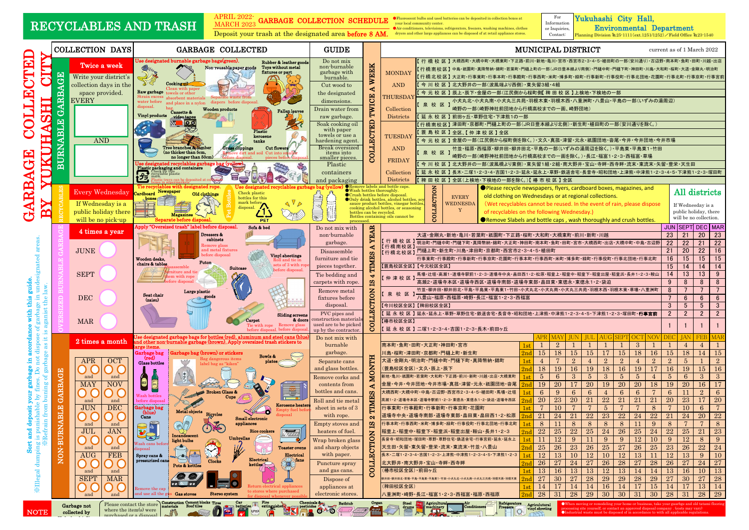# RECYCLABLES AND TRASH

**APRIL 2022- MARCH 2023 GARBAGE COLLECTION SCHEDULE**

Deposit your trash at the designated area **before 8 AM.**

- ●Fluorescent bulbs and used batteries can be deposited in collection boxes at your local community center.
- ●Air conditioners, televisions, refrigerators, freezers, washing machines, clothes dryers and other large appliances can be disposed of at retail appliance stores.

For Information or Inquiries, Contact:
**Yukuhashi City Hall, Environmental Department**
Planning Division ℡25-1111(ext.1251/1252)／Field Office ℡23-1540

## GARBAGE COLLECTED BY YUKUHASHI CITY

Sort and deposit your garbage in accordance with this guide.
※Illegal dumping is punishable by fines. Do not dispose of garbage in undesignated areas.
※Refrain from burning of garbage as it is against the law.

current as of 1 March 2022

---

## BURNABLE GARBAGE

**COLLECTION DAYS:** Twice a week

Write your district's collection days in the space provided.
EVERY ______ AND ______

**GARBAGE COLLECTED:**

Use designated burnable garbage bags(green).

- Non-reusable paper goods
- Rubber & leather goods
- Toys without metal fixtures or part
- Cooking oil — Clean with paper towels or other absorbent materials and place in a nylon bag.
- Raw garbage — Strain excess water before disposal.
- Separate waste from diapers before disposal.
- Vinyl products
- Cassette & video tapes
- Wooden products
- Fallen leaves
- Plastic kerosene tanks
- Tree branches & lumber (no thicker than 5cm, no longer than 50cm)
- Grass clippings — Remove dirt and soil before disposal.
- Cut flowers — Cut into smaller pieces before disposal.

Use designated recyclables garbage bag (yellow).

- Plastic packaging and containers — Check for the recyclable plastic mark.
- Plastic trays can be deposited at collection boxes in supermarkets.

**GUIDE:**

- Do not mix non-burnable garbage with burnable.
- Cut wood to the designated dimensions.
- Drain water from raw garbage.
- Soak cooking oil with paper towels or use a hardening agent.
- Break oversized items into smaller pieces.
- Plastic containers and packaging

**COLLECTED TWICE A WEEK**

**MUNICIPAL DISTRICT**

**MONDAY AND THURSDAY Collection Districts**

- 【行橋校区】大橋西町・大橋中町・大橋東町・下正路・桜町・新地・亀川・宮市・西宮市2・3・4・5・植田町の一部(安川通り)・古辺野・南本町・魚町・田町・川越・出店
- 【行橋南校区】中島・祇園町・真勢幣納・錦町・若葉町・門樋上町の一部(JR日豊本線より南側)・門樋中町・門樋下町・神田町・川島・大和町・桜町・大道・金剛丸・明治町
- 【行橋北校区】大正町・行事東町・行事本町・行事殿町・行事西町・米町・博多町・緑町・行事新町・行事北団地・行事北町・行事宮前
- 【今川校区】北大野井の一部(波風端より西側)・東矢留3組・4組
- 【今元校区】辰上・辰下・金屋の一部(江尻側から桜町側)【稗田校区】上検地・下検地の一部
- 【泉校区】小犬丸北・小犬丸南・小犬丸三共苑・羽根木北・羽根木西・八重洲町・八景山・平島の一部(いずみの湯周辺) 崎野の一部(崎野神社前団地から行橋高校までの一画、崎野団地)
- 【延永校区】前田ヶ丘・草野住宅・下津熊1の一部

**TUESDAY AND FRIDAY Collection Districts**

- 【行橋南校区】津田町・京都町・門樋上町の一部(JR日豊本線より北側)・新生町・植田町の一部(安川通りを除く。)
- 【蓑島校区】全区、【仲津校区】全区
- 【今元校区】金屋の一部(江尻側から桜町側を除く。)・文久・真菰・津留・元永・祇園団地・沓尾・今井・今井団地・今井市場
- 【泉校区】竹並・福原・西福原・柳井田・柳井田北・平島の一部(いずみの湯周辺を除く。)・平島東・平島東1・竹田 崎野の一部(崎野神社前団地から行橋高校までの一画を除く。)・長江・稲富1・2・3・西福富・草場
- 【今川校区】北大野井の一部(波風端より東側)・東矢留1組・2組・南大野井・宝山・寺畔・西寺畔・流末・東流末・矢留・豊栄・天生田
- 【延永校区】長木・二塚1・2・3・4・吉国1・2・3・延永・延永上・草野・鉄道舎宅・長音寺・昭和団地・上津熊・中津熊1・2・3・4・5・下津熊1・2・3・塚田町
- 【稗田校区】全区(上検地・下検地の一部を除く。)【椿市校区】全区

---

## RECYCLABLES

**COLLECTION DAYS:** Every Wednesday

If Wednesday is a public holiday there will be no pick-up.

**GARBAGE COLLECTED:**

Tie recyclables with designated rope.

- Cardboard boxes
- Newspaper
- Old clothings
- Magazines
- Separate before disposal.

Use designated recyclables garbage bag (yellow)

- Pet Bottles — Check plastic bottles for this mark before disposal. (PET)

**GUIDE:**

- ●Remove labels and bottle caps.
- ●Wash bottles thoroughly.
- ●Crush bottles before disposal.
- ●Only drink bottles, alcohol bottles, soy sauce product bottles, vinegar bottles, cooking alcohol bottles, or seasoning bottles can be recycled. Bottles containing oils cannot be processed.

**COLLECTION EVERY WEDNESDAY**

- ●Please recycle newspapers, flyers, cardboard boxes, magazines, and old clothing on Wednesdays or at regional collections. (Wet recyclables cannot be reused. In the event of rain, please dispose of recyclables on the following Wednesday.)
- ●Remove Slabels and bottle caps, wash thoroughly and crush bottles.

**All districts**

If Wednesday is a public holiday, there will be no collection.

---

## OVERSIZED BURNABLE GARBAGE

**COLLECTION DAYS:** 4 times a year — JUNE, SEPT, DEC, MAR

**GARBAGE COLLECTED:**

Apply "Oversized trash" label before disposal.

- Dressers & cabinets — Remove glass and metal fixtures before disposal
- Sofa & bed
- Wooden desks, chairs & tables — Disassemble furniture and tie them with rope before disposal
- Futon
- Suitcase
- Vinyl sheetings — Roll and tie in sets of 3 with rope before disposal.
- Seat chair (zaisu)
- Large plastic goods
- Carpet — Tie with rope before disposal.
- Sliding screens & doors — Remove glass before disposal

**GUIDE:**

- Do not mix with non-burnable garbage.
- Disassemble furniture and tie pieces together.
- Tie bedding and carpets with rope.
- Remove metal fixtures before disposal.
- PVC pipes and construction materials used are to be picked up by the contractor.

**COLLECTION IS 4 TIMES A YEAR**

| District | JUN | SEPT | DEC | MAR |
|---|---|---|---|---|
| 【行橋校区】【行橋南校区】【行橋北校区】大道・金剛丸・新地・亀川・若葉町・祇園町・下正路・桜町・大和町・大橋東町・前川・新町・川越 | 23 | 21 | 20 | 23 |
| 明治町・門樋中町・門樋下町・真勢幣納・錦町・大正町・神田町・米町・魚町・田町・宮市・大橋西町・出店・大橋中町・中島・古辺野 | 22 | 22 | 21 | 22 |
| 門樋上町・新生町・川島・津田町・京都町・西宮市2・3・4・5・植田町 | 21 | 20 | 22 | 16 |
| 行事東町・行事殿町・行事本町・行事京町・花園町・行事本町・行事西町・米町・博多町・緑町・行事新町・行事北団地・行事北町 | 16 | 15 | 15 | 15 |
| 【蓑島校区全区】【今元校区全区】 | 15 | 14 | 14 | 14 |
| 【仲津校区】馬場・辻垣・高瀬1・道場寺駅前1・2・3・道場寺中央・畠田西1・2・松原・稲童上・稲童中・稲童下・稲童出屋・稲童浜・長井1・2・3・鞍山 | 14 | 13 | 13 | 9 |
| 高瀬2・道場寺本区・道場寺西区・道場寺南部・道場寺東部・畠田東・東徳永・東徳永1・2・袋迫 | 9 | 8 | 8 | 8 |
| 【泉校区】竹並・柳井田・柳井田北・平島・平島東・平島東1・竹田・小犬丸北・小犬丸南・小犬丸三共苑・羽根木西・羽根木東・草場・八重洲町 | 8 | 7 | 7 | 7 |
| 八景山・福原・西福原・崎野・長江・稲富1・2・3・西福富 | 7 | 6 | 6 | 6 |
| 【今川校区全区】【稗田校区全区】 | 3 | 5 | 5 | 3 |
| 【延永校区】延永・延永上・草野・草野住宅・鉄道舎宅・長音寺・昭和団地・上津熊・中津熊1・2・3・4・5・下津熊1・2・3・塚田町・行事宮前 | 2 | 2 | 2 | 2 |
| 【椿市校区全区】【延永校区】二塚1・2・3・4・吉国1・2・3・長木・前田ヶ丘 | 1 | 1 | 1 | 1 |

---

## NON-BURNABLE GARBAGE

**COLLECTION DAYS:** 2 times a month

APR and __ / OCT and __ / MAY and __ / NOV and __ / JUN and __ / DEC and __ / JUL and __ / JAN and __ / AUG and __ / FEB and __ / SEPT and __ / MAR and __

**GARBAGE COLLECTED:**

Use designated garbage bags for bottles (red), aluminum and steel cans (blue) and other non-burnable garbage (brown). Apply oversized trash stickers to large items.

- Garbage bag (red): Glass bottles — Wash bottles before disposal
- Garbage bag (blue): Cans — Wash cans before disposal
- Garbage bag (brown) or stickers — Bag dangerous items label bag as "kiken"
- Bowls & plates
- Broken Glass & Cups
- Kerosene heaters — Empty fuel before disposal
- Metal objects
- Bicycles
- Small electronic appliances
- Incandescent light bulbs
- Umbrellas
- Rice cookers
- Toaster ovens
- Electrical fans
- Spray cans & pressurized cans — Remove the cap and use all the gas
- Pots & kettles
- Clocks
- Electrical kettles
- Gas stoves
- Stereo system
- Return electrical appliances to stores where purchased for disposal whenever possible.

**GUIDE:**

- Do not mix with burnable garbage.
- Separate cans and glass bottles.
- Remove corks and contents from bottles and cans.
- Roll and tie metal sheet in sets of 3 with rope.
- Empty stoves and heaters of fuel.
- Wrap broken glass and sharp objects with paper.
- Puncture spray and gas cans.
- Dispose of appliances at electronic stores.

**COLLECTION IS 2 TIMES A MONTH**

| District | | APR | MAY | JUN | JUL | AUG | SEPT | OCT | NOV | DEC | JAN | FEB | MAR |
|---|---|---|---|---|---|---|---|---|---|---|---|---|---|
| 南本町・魚町・田町・大正町・神田町・宮市 | 1st | 1 | 2 | 1 | 1 | 1 | 1 | 3 | 1 | 1 | 4 | 4 | 1 |
| 川島・桜町・津田町・京都町・門樋上町・新生町 | 2nd | 15 | 18 | 15 | 15 | 17 | 15 | 18 | 16 | 15 | 18 | 14 | 15 |
| 大道・金剛丸・明治町・門樋中町・門樋下町・真勢幣納・錦町 | 1st | 4 | 7 | 2 | 4 | 2 | 2 | 4 | 2 | 2 | 5 | 1 | 2 |
| (蓑島校区全区)・文久・辰上・辰下 | 2nd | 18 | 19 | 16 | 19 | 18 | 16 | 19 | 17 | 16 | 19 | 15 | 16 |
| 新地・亀川・祇園町・若葉町・下正路・前川・新町・川越・出店・大橋東町 | 1st | 5 | 6 | 3 | 5 | 3 | 5 | 5 | 4 | 5 | 6 | 3 | 3 |
| 金屋・今井・今井団地・今井市場・真菰・津留・元永・祇園団地・沓尾 | 2nd | 19 | 20 | 17 | 20 | 19 | 20 | 20 | 18 | 19 | 20 | 16 | 17 |
| 大橋西町・大橋中町・中島・古辺野・西宮市2・3・4・5・植田町・馬場・辻垣 | 1st | 6 | 9 | 6 | 6 | 4 | 6 | 6 | 7 | 6 | 11 | 2 | 6 |
| 高瀬1・2・道場寺本区・道場寺駅前1・2・3・東徳永・東徳永1・2・袋迫・道場寺西区 | 2nd | 20 | 23 | 20 | 21 | 22 | 21 | 21 | 21 | 20 | 23 | 17 | 20 |
| 行事東町・行事殿町・行事本町・行事京町・行事新町 | 1st | 7 | 10 | 7 | 7 | 5 | 7 | 7 | 8 | 7 | 10 | 6 | 7 |
| 道場寺中央・道場寺南部・道場寺東部・畠田東・畠田西1・2・松原 | 2nd | 21 | 24 | 21 | 22 | 23 | 22 | 24 | 22 | 21 | 24 | 20 | 22 |
| 行事本町・行事西町・米町・博多町・緑町・行事北団地・行事北町 | 1st | 8 | 11 | 8 | 8 | 8 | 8 | 11 | 9 | 8 | 7 | 7 | 8 |
| 稲童上・稲童中・稲童下・稲童出屋・稲童浜・鞍山・長井1・2・3 | 2nd | 22 | 25 | 22 | 25 | 24 | 26 | 25 | 24 | 22 | 25 | 21 | 23 |
| 長音寺・昭和団地・塚田町・草野・草野住宅・鉄道舎宅・延永・延永上 | 1st | 11 | 12 | 9 | 11 | 9 | 9 | 12 | 10 | 9 | 12 | 8 | 9 |
| 天生田・矢留・東矢留・豊栄・流末・東流末・竹並・八景山 | 2nd | 25 | 26 | 23 | 26 | 25 | 27 | 26 | 25 | 23 | 26 | 22 | 24 |
| 長木・二塚1・2・3・4・吉国1・2・3・上津熊・中津熊1・2・3・4・5・下津熊1・2・3 | 1st | 12 | 13 | 10 | 12 | 10 | 12 | 13 | 11 | 12 | 13 | 9 | 10 |
| 北大野井・南大野井・宝山・寺畔・西寺畔 | 2nd | 26 | 27 | 24 | 27 | 26 | 28 | 27 | 28 | 26 | 27 | 26 | 26 |
| (椿市校区全区)・前田ヶ丘 | 1st | 13 | 16 | 13 | 13 | 12 | 13 | 14 | 14 | 13 | 16 | 10 | 13 |
| 柳井田・柳井田北・草場・平島・平島東・平島東1・竹田・小犬丸北・小犬丸南・小犬丸三共苑・羽根木西・羽根木東 | 2nd | 27 | 30 | 27 | 28 | 29 | 29 | 28 | 29 | 27 | 30 | 27 | 28 |
| (稗田校区全区) | 1st | 14 | 17 | 14 | 14 | 16 | 14 | 17 | 15 | 14 | 17 | 13 | 14 |
| 八重洲町・崎野・長江・稲富1・2・3・西福富・福原・西福原 | 2nd | 28 | 31 | 28 | 29 | 30 | 30 | 31 | 30 | 28 | 31 | 28 | 29 |

---

## NOTE

**Garbage not collected by Yukuhashi City**

Please contact the store where the item(s) were purchased or a disposal...

Construction materials, Cement blocks, Roof tiles, Tires, Car batteries, Fire extinguishers, Chemicals & pesticides, Bathtub, Organ, Steel drums, Agricultural machinery, Air Conditioners, Refrigerators Freezers, Agricultural vinyl sheeting

- ●When moving or remodeling your home or business, take your garbage and old tatami flooring processing site yourself, or contact an approved disposal company (costs may vary)
- ●Industrial waste must be disposed of in accordance to with all applicable regulations.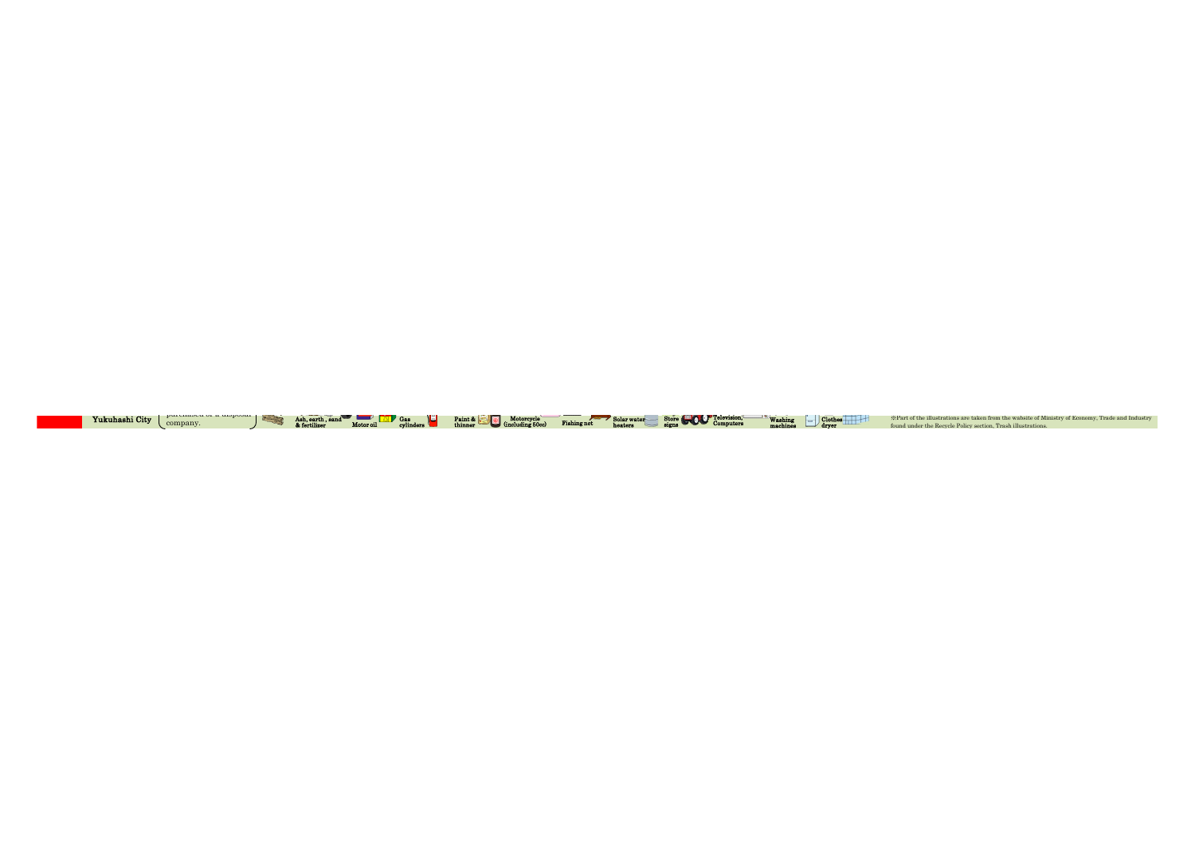Yukuhashi City

purchased or a disposal company.

Ash, earth , sand & fertilizer

Motor oil

Gas cylinders

Paint & thinner

Motorcycle (including 50cc)

Fishing net

Solar water heaters

Store signs

Television, Computers

Washing machines

Clothes dryer

※Part of the illustrations are taken from the website of Ministry of Economy, Trade and Industry found under the Recycle Policy section, Trash illustrations.